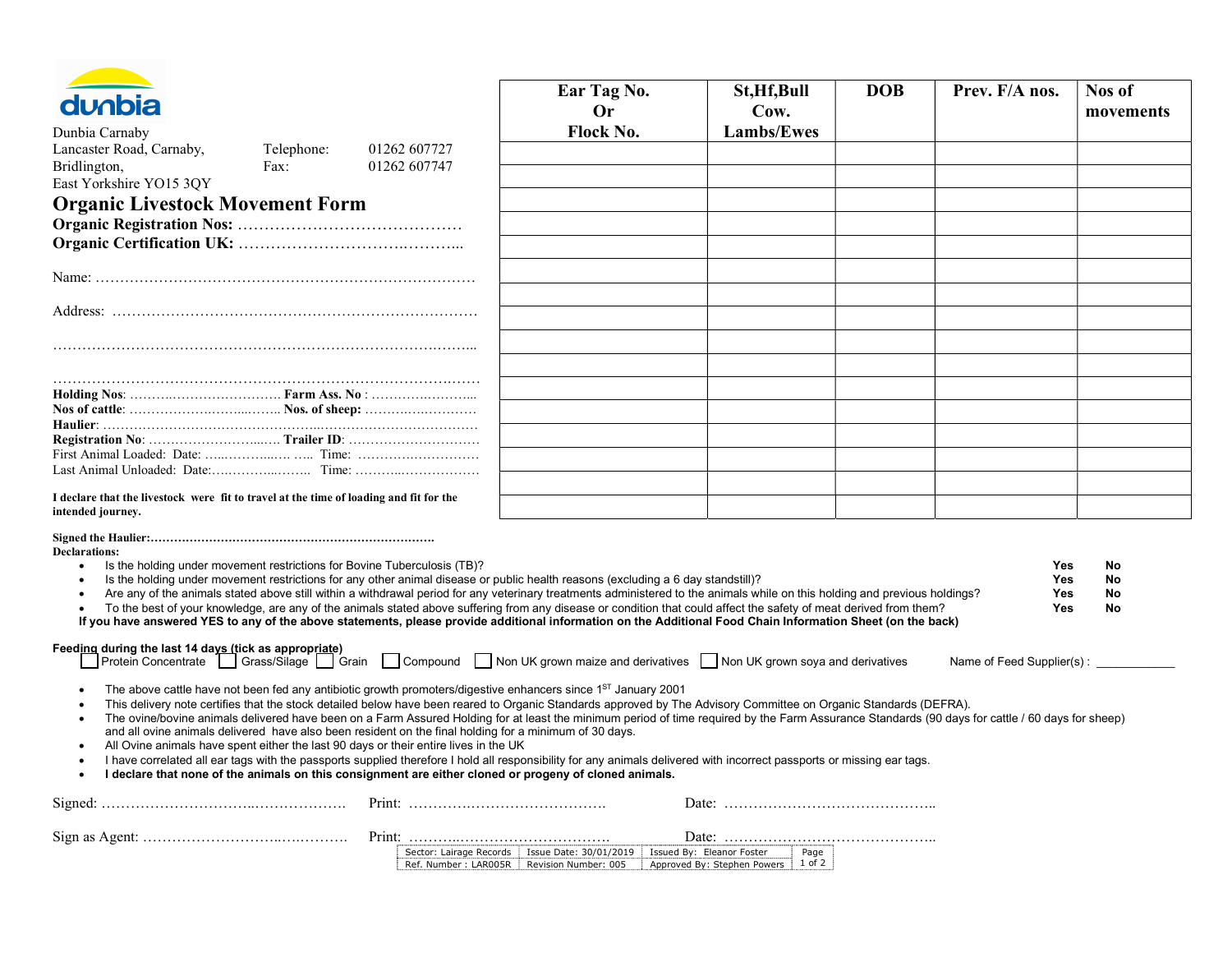dunbia

Dunbia Carnaby
Lancaster Road, Carnaby, Bridlington, East Yorkshire YO15 3QY

Telephone: 01262 607727
Fax: 01262 607747

# Organic Livestock Movement Form

**Organic Registration Nos:** ……………………………………

**Organic Certification UK:** ……………………….………...

Name: ……………………………………………………………………

Address: …………………………………………………………………

…………………………………………………………………….……...

……………………………………………….…………………………

**Holding Nos**: ……….……………………. **Farm Ass. No** : ……………………...

**Nos of cattle**: …………………….…...…….. **Nos. of sheep**: ……………………

**Haulier**: ………………………………………..……………………………

**Registration No**: ……………………...…. **Trailer ID**: ………………………

First Animal Loaded: Date: …..…………… ….. Time: ………………………

Last Animal Unloaded: Date:……………….…….. Time: ……………………

**I declare that the livestock were fit to travel at the time of loading and fit for the intended journey.**

**Signed the Haulier:……………………………………………………………**

| Ear Tag No. Or Flock No. | St,Hf,Bull Cow. Lambs/Ewes | DOB | Prev. F/A nos. | Nos of movements |
|---|---|---|---|---|
| | | | | |
| | | | | |
| | | | | |
| | | | | |
| | | | | |
| | | | | |
| | | | | |
| | | | | |
| | | | | |
| | | | | |
| | | | | |
| | | | | |
| | | | | |
| | | | | |
| | | | | |
| | | | | |

**Declarations:**

- Is the holding under movement restrictions for Bovine Tuberculosis (TB)? **Yes No**
- Is the holding under movement restrictions for any other animal disease or public health reasons (excluding a 6 day standstill)? **Yes No**
- Are any of the animals stated above still within a withdrawal period for any veterinary treatments administered to the animals while on this holding and previous holdings? **Yes No**
- To the best of your knowledge, are any of the animals stated above suffering from any disease or condition that could affect the safety of meat derived from them? **Yes No**

**If you have answered YES to any of the above statements, please provide additional information on the Additional Food Chain Information Sheet (on the back)**

**Feeding during the last 14 days (tick as appropriate)**

☐ Protein Concentrate ☐ Grass/Silage ☐ Grain ☐ Compound ☐ Non UK grown maize and derivatives ☐ Non UK grown soya and derivatives

Name of Feed Supplier(s) : ____________

- The above cattle have not been fed any antibiotic growth promoters/digestive enhancers since 1[ST] January 2001
- This delivery note certifies that the stock detailed below have been reared to Organic Standards approved by The Advisory Committee on Organic Standards (DEFRA).
- The ovine/bovine animals delivered have been on a Farm Assured Holding for at least the minimum period of time required by the Farm Assurance Standards (90 days for cattle / 60 days for sheep) and all ovine animals delivered have also been resident on the final holding for a minimum of 30 days.
- All Ovine animals have spent either the last 90 days or their entire lives in the UK
- I have correlated all ear tags with the passports supplied therefore I hold all responsibility for any animals delivered with incorrect passports or missing ear tags.
- **I declare that none of the animals on this consignment are either cloned or progeny of cloned animals.**

Signed: ……………………………..………………. Print: …………….…………………. Date: ……………………………………..

Sign as Agent: ……………………….…….………. Print: ……….……………………….. Date: ……………………………………..

| Sector: Lairage Records | Issue Date: 30/01/2019 | Issued By: Eleanor Foster | Page |
|---|---|---|---|
| Ref. Number : LAR005R | Revision Number: 005 | Approved By: Stephen Powers | 1 of 2 |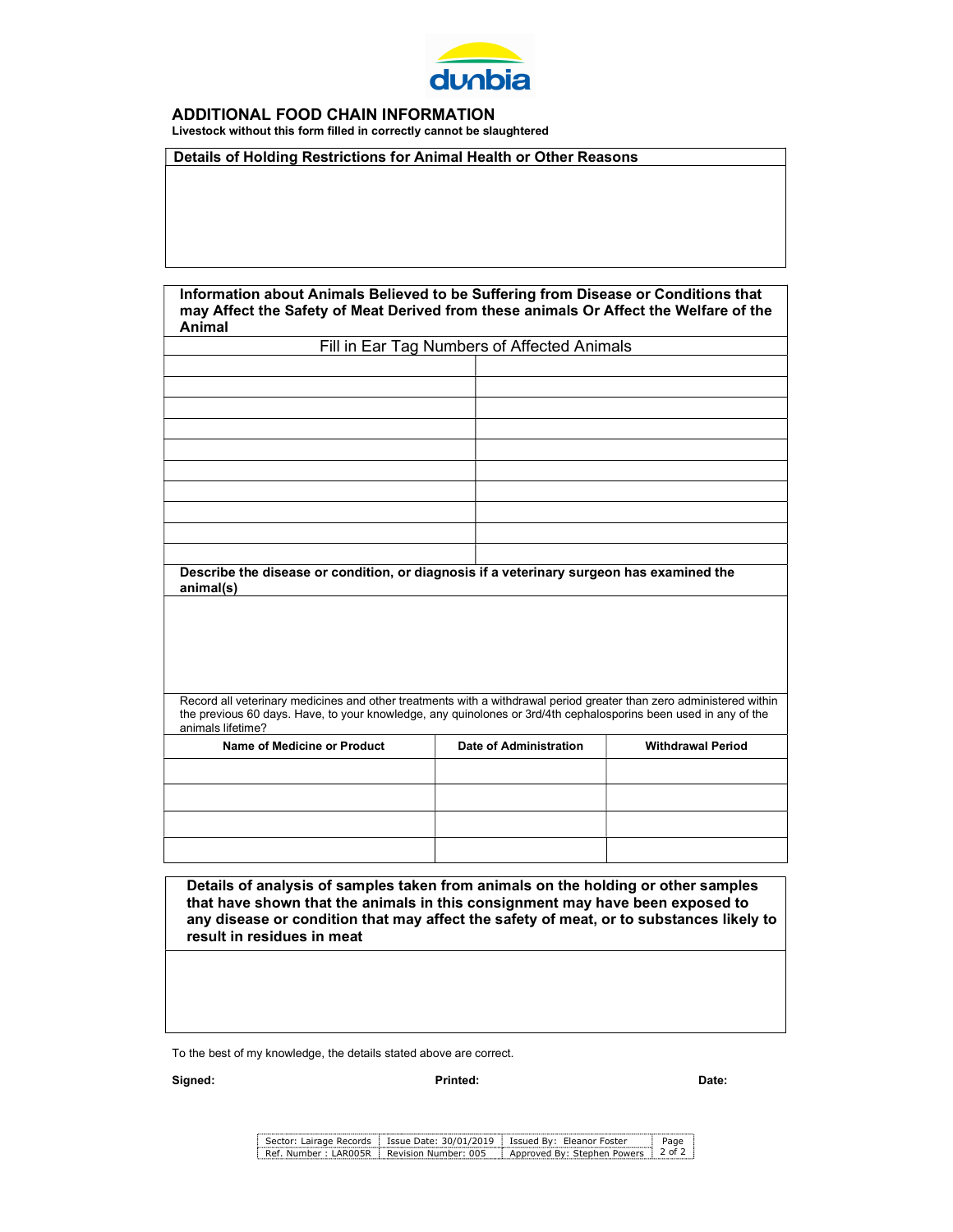dunbia

# ADDITIONAL FOOD CHAIN INFORMATION

**Livestock without this form filled in correctly cannot be slaughtered**

| **Details of Holding Restrictions for Animal Health or Other Reasons** |
| --- |
| |

| **Information about Animals Believed to be Suffering from Disease or Conditions that may Affect the Safety of Meat Derived from these animals Or Affect the Welfare of the Animal** | |
| --- | --- |
| Fill in Ear Tag Numbers of Affected Animals | |
| | |
| | |
| | |
| | |
| | |
| | |
| | |
| | |
| | |
| | |

| **Describe the disease or condition, or diagnosis if a veterinary surgeon has examined the animal(s)** |
| --- |
| |

Record all veterinary medicines and other treatments with a withdrawal period greater than zero administered within the previous 60 days. Have, to your knowledge, any quinolones or 3rd/4th cephalosporins been used in any of the animals lifetime?

| **Name of Medicine or Product** | **Date of Administration** | **Withdrawal Period** |
| --- | --- | --- |
| | | |
| | | |
| | | |
| | | |

| **Details of analysis of samples taken from animals on the holding or other samples that have shown that the animals in this consignment may have been exposed to any disease or condition that may affect the safety of meat, or to substances likely to result in residues in meat** |
| --- |
| |

To the best of my knowledge, the details stated above are correct.

**Signed:** **Printed:** **Date:**

| | | | |
| --- | --- | --- | --- |
| Sector: Lairage Records | Issue Date: 30/01/2019 | Issued By: Eleanor Foster | Page |
| Ref. Number : LAR005R | Revision Number: 005 | Approved By: Stephen Powers | 2 of 2 |